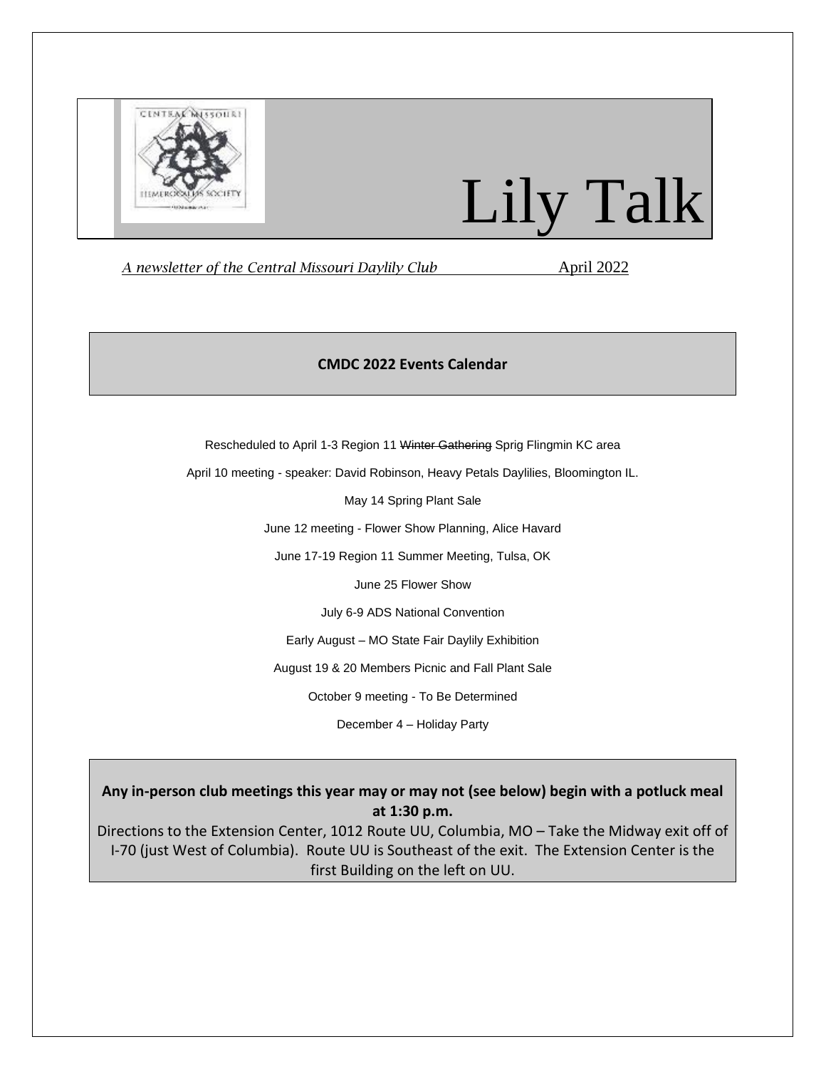# Lily Talk

*A newsletter of the Central Missouri Daylily Club* April 2022

## CMDC 2022 Events Calendar

Rescheduled to April 1-3 Region 11 ~~Winter Gathering~~ Sprig Flingmin KC area

April 10 meeting - speaker: David Robinson, Heavy Petals Daylilies, Bloomington IL.

May 14 Spring Plant Sale

June 12 meeting - Flower Show Planning, Alice Havard

June 17-19 Region 11 Summer Meeting, Tulsa, OK

June 25 Flower Show

July 6-9 ADS National Convention

Early August – MO State Fair Daylily Exhibition

August 19 & 20 Members Picnic and Fall Plant Sale

October 9 meeting - To Be Determined

December 4 – Holiday Party

**Any in-person club meetings this year may or may not (see below) begin with a potluck meal at 1:30 p.m.**

Directions to the Extension Center, 1012 Route UU, Columbia, MO – Take the Midway exit off of I-70 (just West of Columbia). Route UU is Southeast of the exit. The Extension Center is the first Building on the left on UU.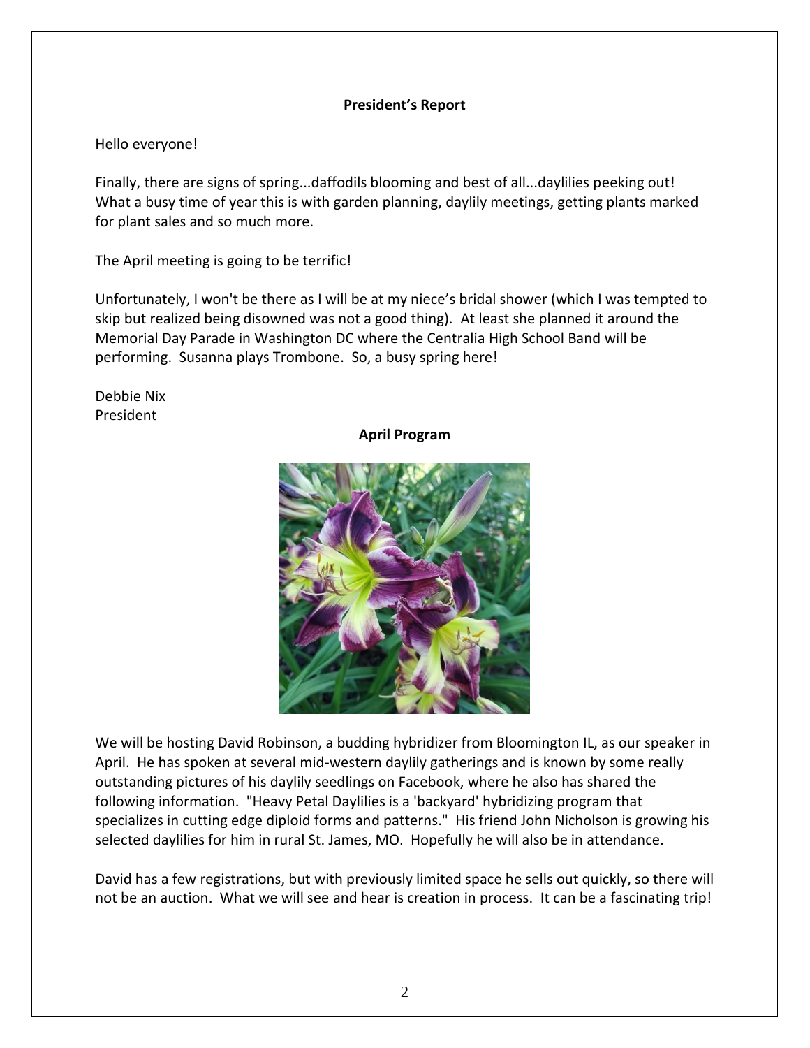## President's Report

Hello everyone!

Finally, there are signs of spring...daffodils blooming and best of all...daylilies peeking out! What a busy time of year this is with garden planning, daylily meetings, getting plants marked for plant sales and so much more.

The April meeting is going to be terrific!

Unfortunately, I won't be there as I will be at my niece's bridal shower (which I was tempted to skip but realized being disowned was not a good thing). At least she planned it around the Memorial Day Parade in Washington DC where the Centralia High School Band will be performing. Susanna plays Trombone. So, a busy spring here!

Debbie Nix
President

## April Program

We will be hosting David Robinson, a budding hybridizer from Bloomington IL, as our speaker in April. He has spoken at several mid-western daylily gatherings and is known by some really outstanding pictures of his daylily seedlings on Facebook, where he also has shared the following information. "Heavy Petal Daylilies is a 'backyard' hybridizing program that specializes in cutting edge diploid forms and patterns." His friend John Nicholson is growing his selected daylilies for him in rural St. James, MO. Hopefully he will also be in attendance.

David has a few registrations, but with previously limited space he sells out quickly, so there will not be an auction. What we will see and hear is creation in process. It can be a fascinating trip!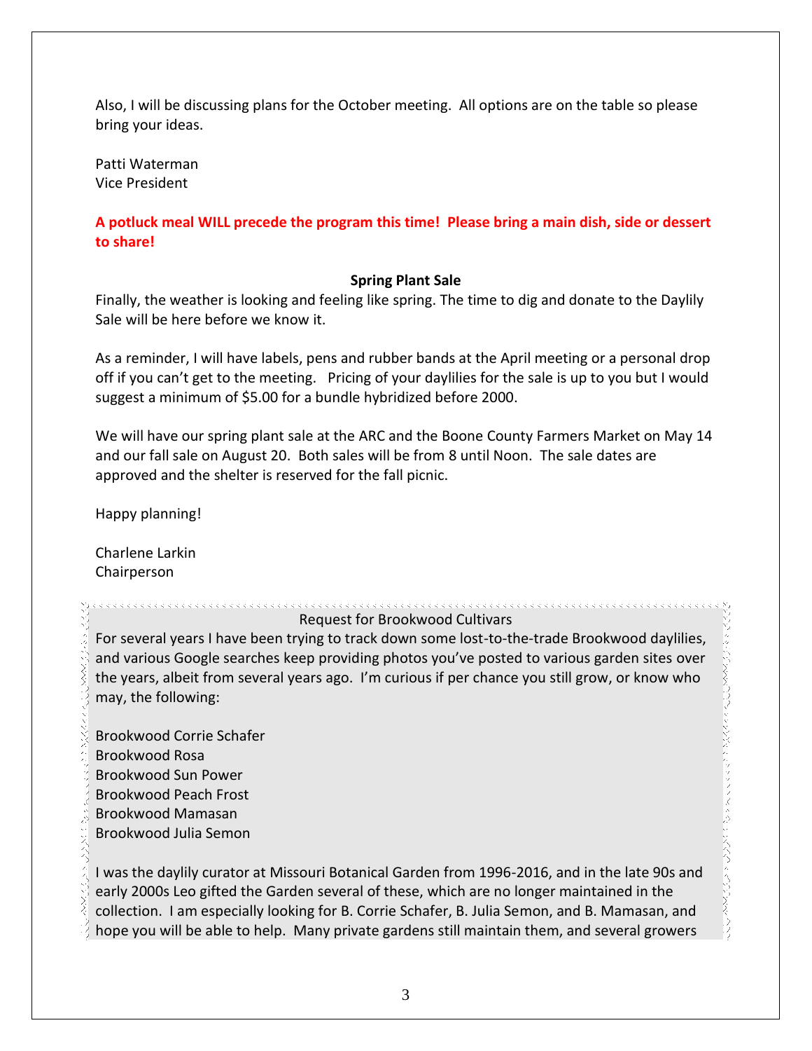Also, I will be discussing plans for the October meeting. All options are on the table so please bring your ideas.

Patti Waterman
Vice President

**A potluck meal WILL precede the program this time! Please bring a main dish, side or dessert to share!**

### Spring Plant Sale

Finally, the weather is looking and feeling like spring. The time to dig and donate to the Daylily Sale will be here before we know it.

As a reminder, I will have labels, pens and rubber bands at the April meeting or a personal drop off if you can't get to the meeting. Pricing of your daylilies for the sale is up to you but I would suggest a minimum of $5.00 for a bundle hybridized before 2000.

We will have our spring plant sale at the ARC and the Boone County Farmers Market on May 14 and our fall sale on August 20. Both sales will be from 8 until Noon. The sale dates are approved and the shelter is reserved for the fall picnic.

Happy planning!

Charlene Larkin
Chairperson

### Request for Brookwood Cultivars

For several years I have been trying to track down some lost-to-the-trade Brookwood daylilies, and various Google searches keep providing photos you've posted to various garden sites over the years, albeit from several years ago. I'm curious if per chance you still grow, or know who may, the following:

Brookwood Corrie Schafer
Brookwood Rosa
Brookwood Sun Power
Brookwood Peach Frost
Brookwood Mamasan
Brookwood Julia Semon

I was the daylily curator at Missouri Botanical Garden from 1996-2016, and in the late 90s and early 2000s Leo gifted the Garden several of these, which are no longer maintained in the collection. I am especially looking for B. Corrie Schafer, B. Julia Semon, and B. Mamasan, and hope you will be able to help. Many private gardens still maintain them, and several growers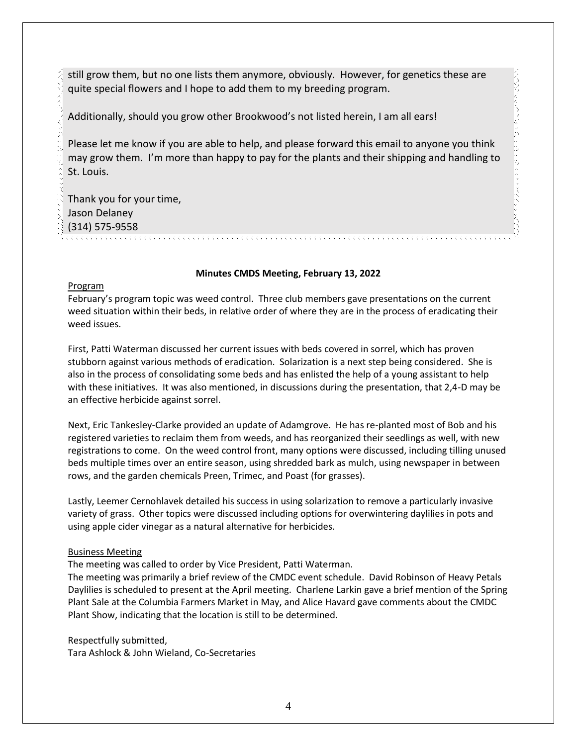still grow them, but no one lists them anymore, obviously. However, for genetics these are quite special flowers and I hope to add them to my breeding program.

Additionally, should you grow other Brookwood's not listed herein, I am all ears!

Please let me know if you are able to help, and please forward this email to anyone you think may grow them. I'm more than happy to pay for the plants and their shipping and handling to St. Louis.

Thank you for your time,
Jason Delaney
(314) 575-9558

**Minutes CMDS Meeting, February 13, 2022**

Program

February's program topic was weed control. Three club members gave presentations on the current weed situation within their beds, in relative order of where they are in the process of eradicating their weed issues.

First, Patti Waterman discussed her current issues with beds covered in sorrel, which has proven stubborn against various methods of eradication. Solarization is a next step being considered. She is also in the process of consolidating some beds and has enlisted the help of a young assistant to help with these initiatives. It was also mentioned, in discussions during the presentation, that 2,4-D may be an effective herbicide against sorrel.

Next, Eric Tankesley-Clarke provided an update of Adamgrove. He has re-planted most of Bob and his registered varieties to reclaim them from weeds, and has reorganized their seedlings as well, with new registrations to come. On the weed control front, many options were discussed, including tilling unused beds multiple times over an entire season, using shredded bark as mulch, using newspaper in between rows, and the garden chemicals Preen, Trimec, and Poast (for grasses).

Lastly, Leemer Cernohlavek detailed his success in using solarization to remove a particularly invasive variety of grass. Other topics were discussed including options for overwintering daylilies in pots and using apple cider vinegar as a natural alternative for herbicides.

Business Meeting

The meeting was called to order by Vice President, Patti Waterman.
The meeting was primarily a brief review of the CMDC event schedule. David Robinson of Heavy Petals Daylilies is scheduled to present at the April meeting. Charlene Larkin gave a brief mention of the Spring Plant Sale at the Columbia Farmers Market in May, and Alice Havard gave comments about the CMDC Plant Show, indicating that the location is still to be determined.

Respectfully submitted,
Tara Ashlock & John Wieland, Co-Secretaries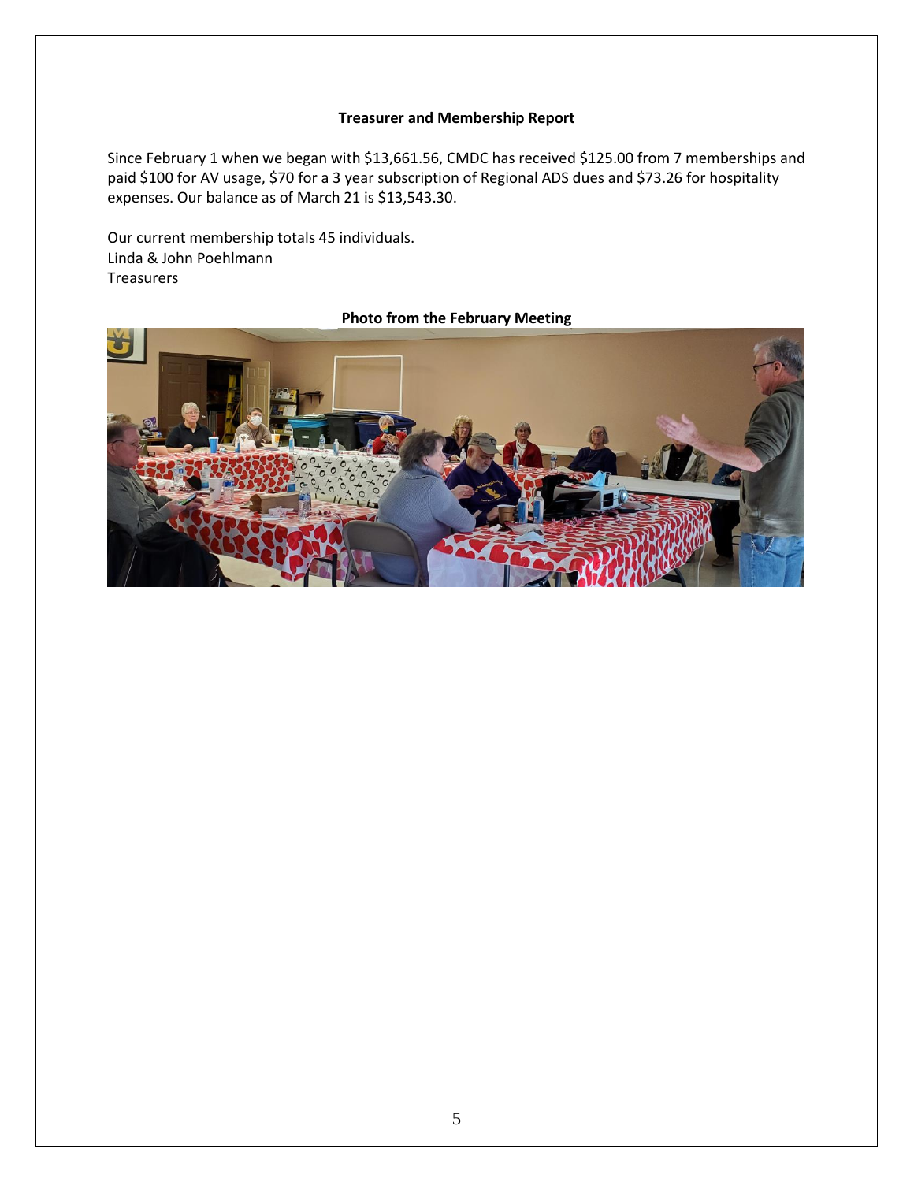## Treasurer and Membership Report

Since February 1 when we began with $13,661.56, CMDC has received $125.00 from 7 memberships and paid $100 for AV usage, $70 for a 3 year subscription of Regional ADS dues and $73.26 for hospitality expenses. Our balance as of March 21 is $13,543.30.

Our current membership totals 45 individuals.
Linda & John Poehlmann
Treasurers

**Photo from the February Meeting**